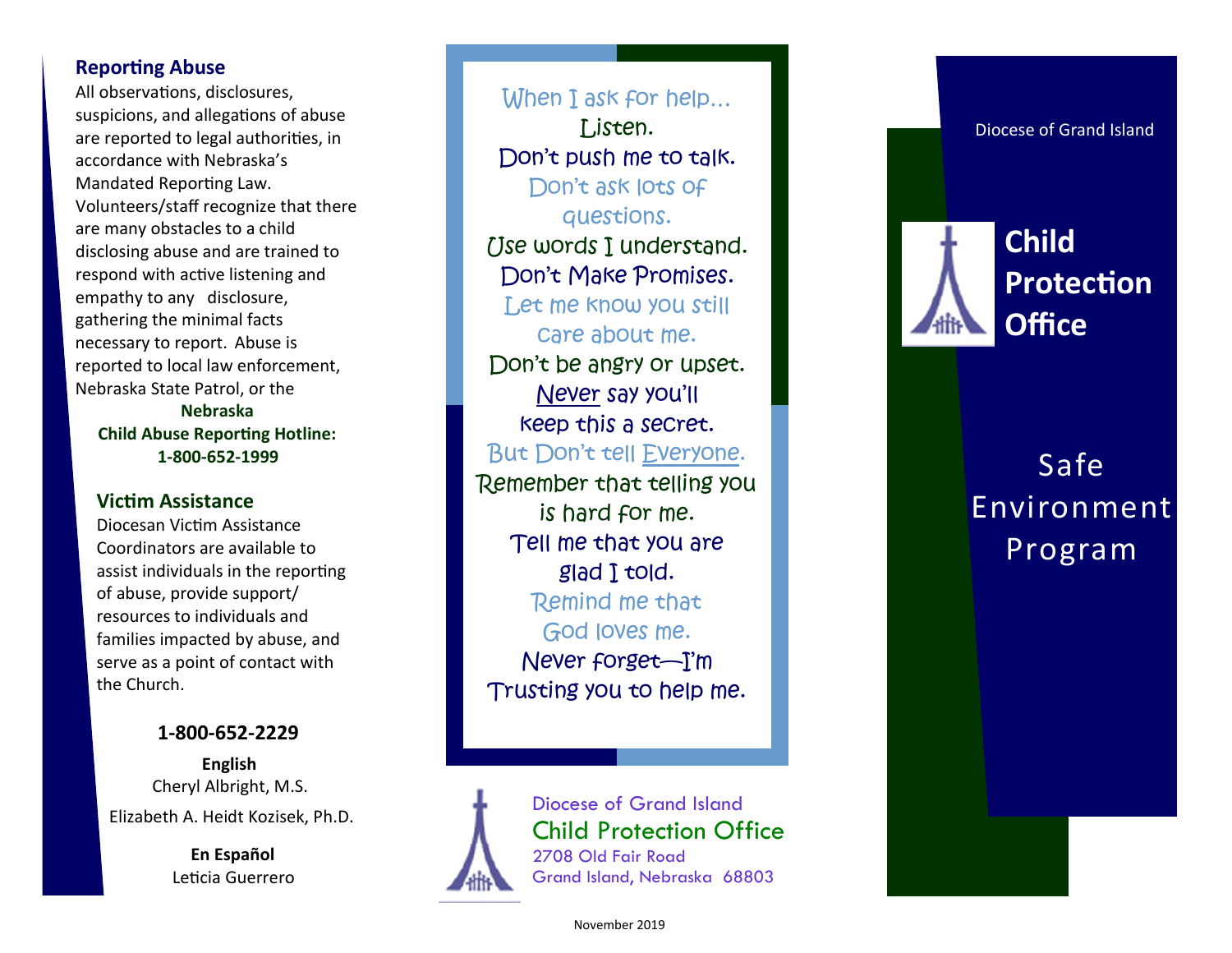## Reporting Abuse

All observations, disclosures, suspicions, and allegations of abuse are reported to legal authorities, in accordance with Nebraska's Mandated Reporting Law. Volunteers/staff recognize that there are many obstacles to a child disclosing abuse and are trained to respond with active listening and empathy to any disclosure, gathering the minimal facts necessary to report. Abuse is reported to local law enforcement, Nebraska State Patrol, or the

**Nebraska**
**Child Abuse Reporting Hotline:**
**1-800-652-1999**

## Victim Assistance

Diocesan Victim Assistance Coordinators are available to assist individuals in the reporting of abuse, provide support/resources to individuals and families impacted by abuse, and serve as a point of contact with the Church.

**1-800-652-2229**

**English**
Cheryl Albright, M.S.
Elizabeth A. Heidt Kozisek, Ph.D.

**En Español**
Leticia Guerrero

When I ask for help...
Listen.
Don't push me to talk.
Don't ask lots of questions.
Use words I understand.
Don't Make Promises.
Let me know you still care about me.
Don't be angry or upset.
Never say you'll keep this a secret.
But Don't tell Everyone.
Remember that telling you is hard for me.
Tell me that you are glad I told.
Remind me that God loves me.
Never forget—I'm Trusting you to help me.

Diocese of Grand Island
Child Protection Office
2708 Old Fair Road
Grand Island, Nebraska 68803

November 2019

Diocese of Grand Island

# Child Protection Office

## Safe Environment Program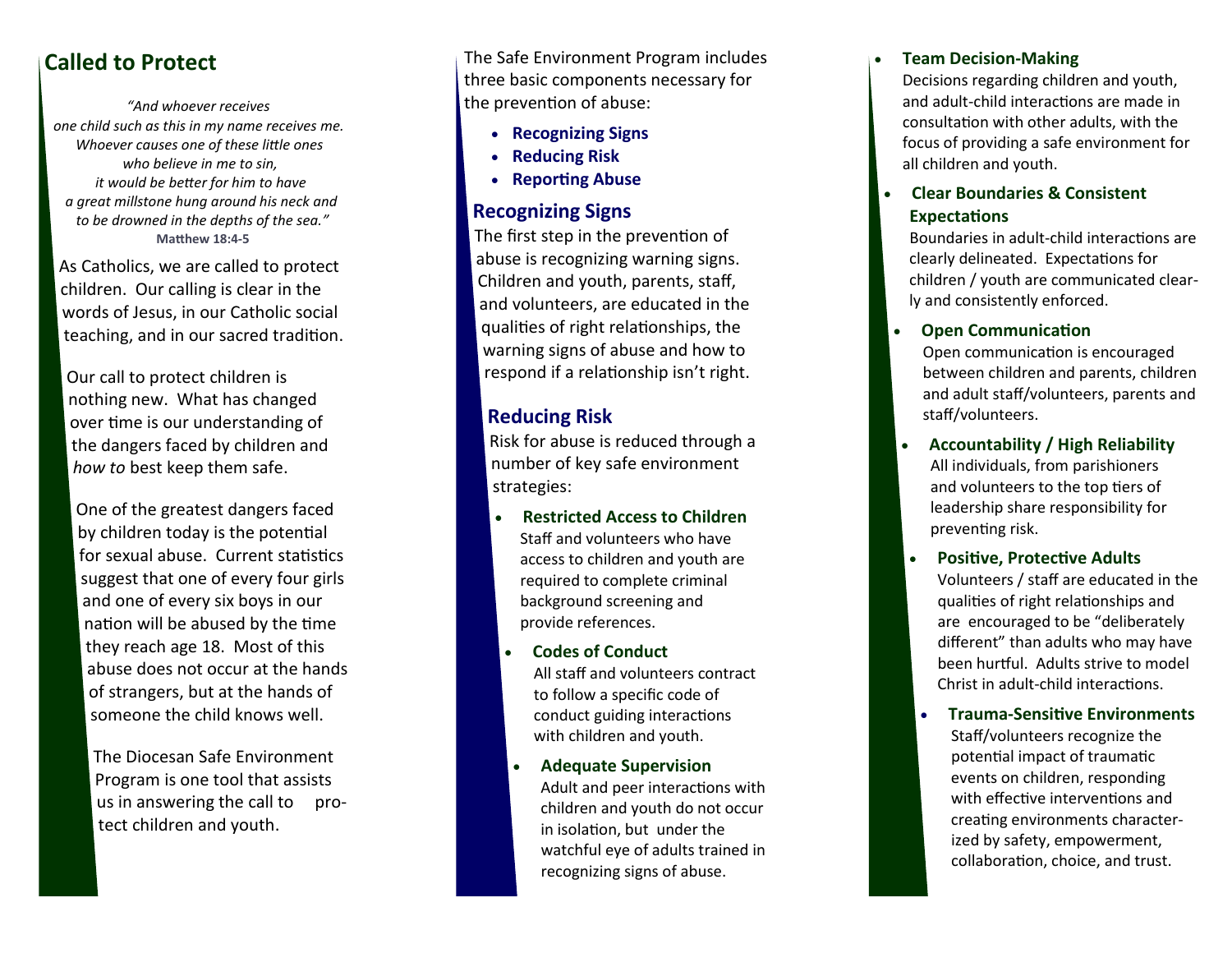## Called to Protect

*"And whoever receives*
*one child such as this in my name receives me.*
*Whoever causes one of these little ones*
*who believe in me to sin,*
*it would be better for him to have*
*a great millstone hung around his neck and*
*to be drowned in the depths of the sea."*
**Matthew 18:4-5**

As Catholics, we are called to protect children. Our calling is clear in the words of Jesus, in our Catholic social teaching, and in our sacred tradition.

Our call to protect children is nothing new. What has changed over time is our understanding of the dangers faced by children and *how to* best keep them safe.

One of the greatest dangers faced by children today is the potential for sexual abuse. Current statistics suggest that one of every four girls and one of every six boys in our nation will be abused by the time they reach age 18. Most of this abuse does not occur at the hands of strangers, but at the hands of someone the child knows well.

The Diocesan Safe Environment Program is one tool that assists us in answering the call to protect children and youth.

The Safe Environment Program includes three basic components necessary for the prevention of abuse:

- **Recognizing Signs**
- **Reducing Risk**
- **Reporting Abuse**

## Recognizing Signs

The first step in the prevention of abuse is recognizing warning signs. Children and youth, parents, staff, and volunteers, are educated in the qualities of right relationships, the warning signs of abuse and how to respond if a relationship isn't right.

## Reducing Risk

Risk for abuse is reduced through a number of key safe environment strategies:

- **Restricted Access to Children**
  Staff and volunteers who have access to children and youth are required to complete criminal background screening and provide references.
- **Codes of Conduct**
  All staff and volunteers contract to follow a specific code of conduct guiding interactions with children and youth.
- **Adequate Supervision**
  Adult and peer interactions with children and youth do not occur in isolation, but under the watchful eye of adults trained in recognizing signs of abuse.
- **Team Decision-Making**
  Decisions regarding children and youth, and adult-child interactions are made in consultation with other adults, with the focus of providing a safe environment for all children and youth.
- **Clear Boundaries & Consistent Expectations**
  Boundaries in adult-child interactions are clearly delineated. Expectations for children / youth are communicated clearly and consistently enforced.
- **Open Communication**
  Open communication is encouraged between children and parents, children and adult staff/volunteers, parents and staff/volunteers.
- **Accountability / High Reliability**
  All individuals, from parishioners and volunteers to the top tiers of leadership share responsibility for preventing risk.
- **Positive, Protective Adults**
  Volunteers / staff are educated in the qualities of right relationships and are encouraged to be "deliberately different" than adults who may have been hurtful. Adults strive to model Christ in adult-child interactions.
- **Trauma-Sensitive Environments**
  Staff/volunteers recognize the potential impact of traumatic events on children, responding with effective interventions and creating environments characterized by safety, empowerment, collaboration, choice, and trust.